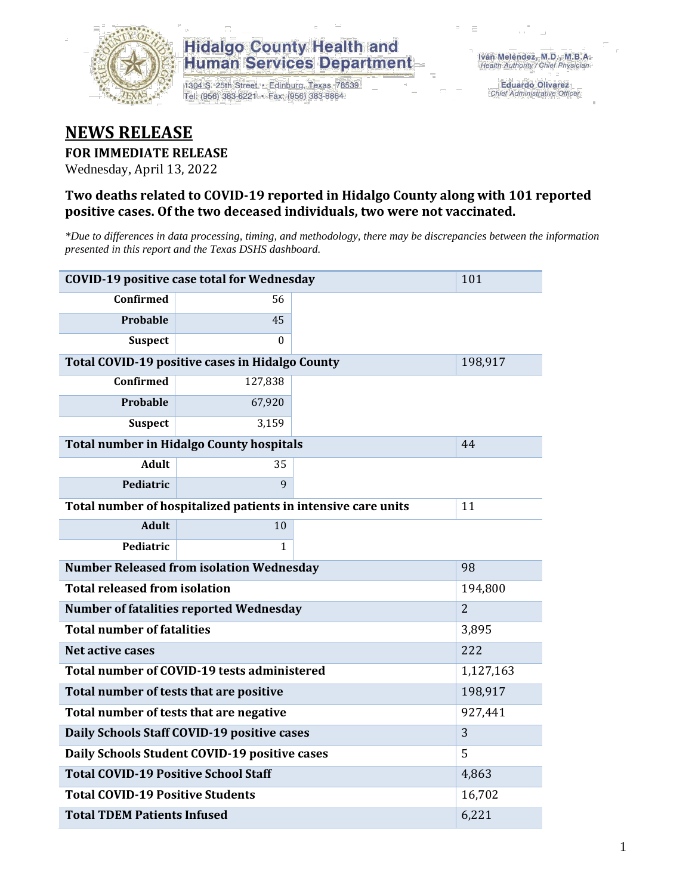Hidalgo County Health and Human Services Department

1304 S. 25th Street • Edinburg, Texas 78539
Tel: (956) 383-6221 • Fax: (956) 383-8864

Iván Meléndez, M.D., M.B.A.
Health Authority / Chief Physician

Eduardo Olivarez
Chief Administrative Officer

# NEWS RELEASE

**FOR IMMEDIATE RELEASE**

Wednesday, April 13, 2022

### Two deaths related to COVID-19 reported in Hidalgo County along with 101 reported positive cases. Of the two deceased individuals, two were not vaccinated.

*\*Due to differences in data processing, timing, and methodology, there may be discrepancies between the information presented in this report and the Texas DSHS dashboard.*

| | | | |
|---|---|---|---|
| **COVID-19 positive case total for Wednesday** | | | 101 |
| **Confirmed** | 56 | | |
| **Probable** | 45 | | |
| **Suspect** | 0 | | |
| **Total COVID-19 positive cases in Hidalgo County** | | | 198,917 |
| **Confirmed** | 127,838 | | |
| **Probable** | 67,920 | | |
| **Suspect** | 3,159 | | |
| **Total number in Hidalgo County hospitals** | | | 44 |
| **Adult** | 35 | | |
| **Pediatric** | 9 | | |
| **Total number of hospitalized patients in intensive care units** | | | 11 |
| **Adult** | 10 | | |
| **Pediatric** | 1 | | |
| **Number Released from isolation Wednesday** | | | 98 |
| **Total released from isolation** | | | 194,800 |
| **Number of fatalities reported Wednesday** | | | 2 |
| **Total number of fatalities** | | | 3,895 |
| **Net active cases** | | | 222 |
| **Total number of COVID-19 tests administered** | | | 1,127,163 |
| **Total number of tests that are positive** | | | 198,917 |
| **Total number of tests that are negative** | | | 927,441 |
| **Daily Schools Staff COVID-19 positive cases** | | | 3 |
| **Daily Schools Student COVID-19 positive cases** | | | 5 |
| **Total COVID-19 Positive School Staff** | | | 4,863 |
| **Total COVID-19 Positive Students** | | | 16,702 |
| **Total TDEM Patients Infused** | | | 6,221 |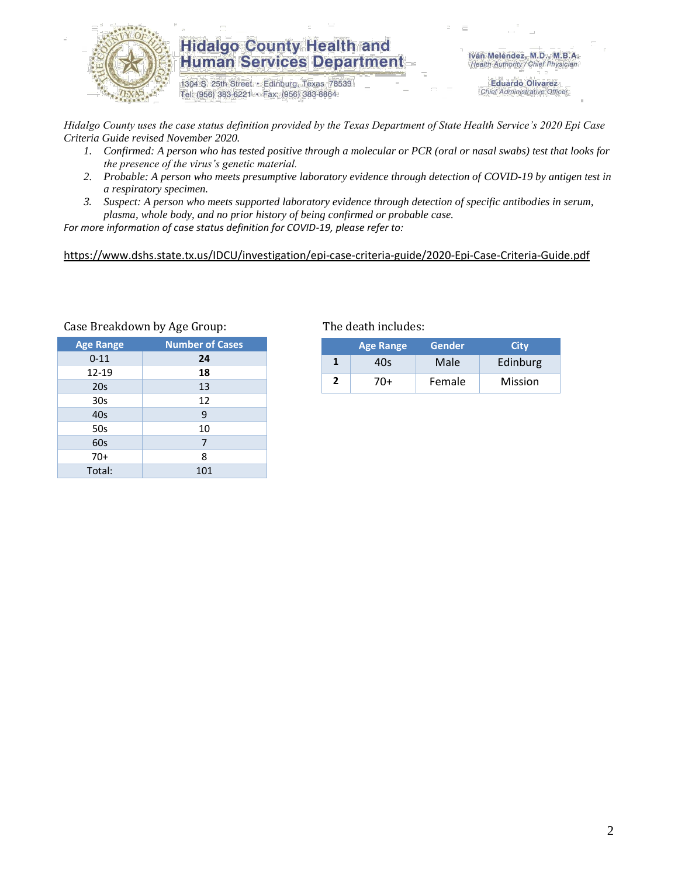# Hidalgo County Health and Human Services Department

1304 S. 25th Street • Edinburg, Texas 78539
Tel: (956) 383-6221 • Fax: (956) 383-8864

Iván Meléndez, M.D., M.B.A.
*Health Authority / Chief Physician*

Eduardo Olivarez
*Chief Administrative Officer*

*Hidalgo County uses the case status definition provided by the Texas Department of State Health Service's 2020 Epi Case Criteria Guide revised November 2020.*

1. *Confirmed: A person who has tested positive through a molecular or PCR (oral or nasal swabs) test that looks for the presence of the virus's genetic material.*
2. *Probable: A person who meets presumptive laboratory evidence through detection of COVID-19 by antigen test in a respiratory specimen.*
3. *Suspect: A person who meets supported laboratory evidence through detection of specific antibodies in serum, plasma, whole body, and no prior history of being confirmed or probable case.*

*For more information of case status definition for COVID-19, please refer to:*

https://www.dshs.state.tx.us/IDCU/investigation/epi-case-criteria-guide/2020-Epi-Case-Criteria-Guide.pdf

Case Breakdown by Age Group:

| Age Range | Number of Cases |
|---|---|
| 0-11 | **24** |
| 12-19 | **18** |
| 20s | 13 |
| 30s | 12 |
| 40s | 9 |
| 50s | 10 |
| 60s | 7 |
| 70+ | 8 |
| Total: | 101 |

The death includes:

| | Age Range | Gender | City |
|---|---|---|---|
| **1** | 40s | Male | Edinburg |
| **2** | 70+ | Female | Mission |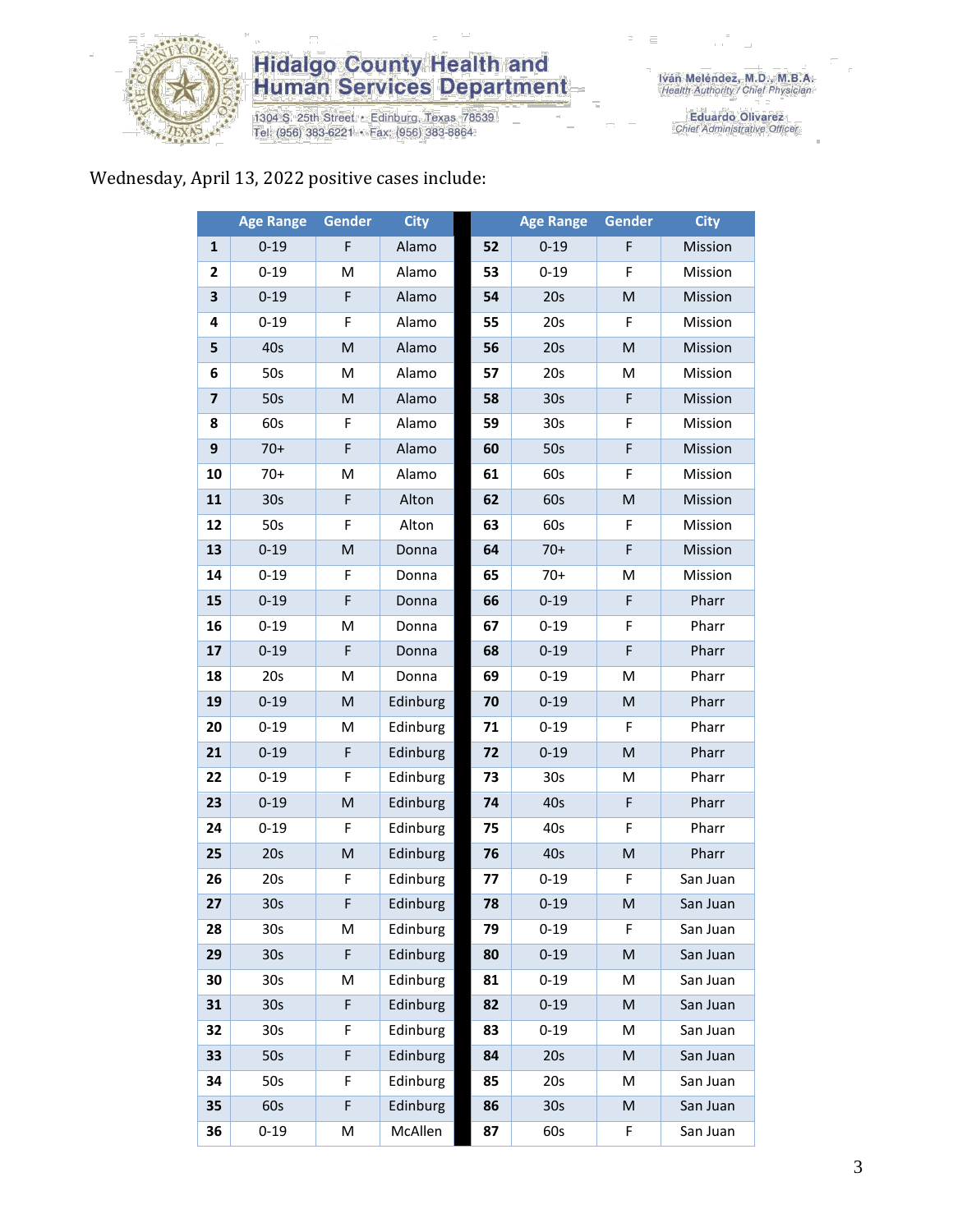Wednesday, April 13, 2022 positive cases include:

| | Age Range | Gender | City | | Age Range | Gender | City |
|---|---|---|---|---|---|---|---|
| 1 | 0-19 | F | Alamo | 52 | 0-19 | F | Mission |
| 2 | 0-19 | M | Alamo | 53 | 0-19 | F | Mission |
| 3 | 0-19 | F | Alamo | 54 | 20s | M | Mission |
| 4 | 0-19 | F | Alamo | 55 | 20s | F | Mission |
| 5 | 40s | M | Alamo | 56 | 20s | M | Mission |
| 6 | 50s | M | Alamo | 57 | 20s | M | Mission |
| 7 | 50s | M | Alamo | 58 | 30s | F | Mission |
| 8 | 60s | F | Alamo | 59 | 30s | F | Mission |
| 9 | 70+ | F | Alamo | 60 | 50s | F | Mission |
| 10 | 70+ | M | Alamo | 61 | 60s | F | Mission |
| 11 | 30s | F | Alton | 62 | 60s | M | Mission |
| 12 | 50s | F | Alton | 63 | 60s | F | Mission |
| 13 | 0-19 | M | Donna | 64 | 70+ | F | Mission |
| 14 | 0-19 | F | Donna | 65 | 70+ | M | Mission |
| 15 | 0-19 | F | Donna | 66 | 0-19 | F | Pharr |
| 16 | 0-19 | M | Donna | 67 | 0-19 | F | Pharr |
| 17 | 0-19 | F | Donna | 68 | 0-19 | F | Pharr |
| 18 | 20s | M | Donna | 69 | 0-19 | M | Pharr |
| 19 | 0-19 | M | Edinburg | 70 | 0-19 | M | Pharr |
| 20 | 0-19 | M | Edinburg | 71 | 0-19 | F | Pharr |
| 21 | 0-19 | F | Edinburg | 72 | 0-19 | M | Pharr |
| 22 | 0-19 | F | Edinburg | 73 | 30s | M | Pharr |
| 23 | 0-19 | M | Edinburg | 74 | 40s | F | Pharr |
| 24 | 0-19 | F | Edinburg | 75 | 40s | F | Pharr |
| 25 | 20s | M | Edinburg | 76 | 40s | M | Pharr |
| 26 | 20s | F | Edinburg | 77 | 0-19 | F | San Juan |
| 27 | 30s | F | Edinburg | 78 | 0-19 | M | San Juan |
| 28 | 30s | M | Edinburg | 79 | 0-19 | F | San Juan |
| 29 | 30s | F | Edinburg | 80 | 0-19 | M | San Juan |
| 30 | 30s | M | Edinburg | 81 | 0-19 | M | San Juan |
| 31 | 30s | F | Edinburg | 82 | 0-19 | M | San Juan |
| 32 | 30s | F | Edinburg | 83 | 0-19 | M | San Juan |
| 33 | 50s | F | Edinburg | 84 | 20s | M | San Juan |
| 34 | 50s | F | Edinburg | 85 | 20s | M | San Juan |
| 35 | 60s | F | Edinburg | 86 | 30s | M | San Juan |
| 36 | 0-19 | M | McAllen | 87 | 60s | F | San Juan |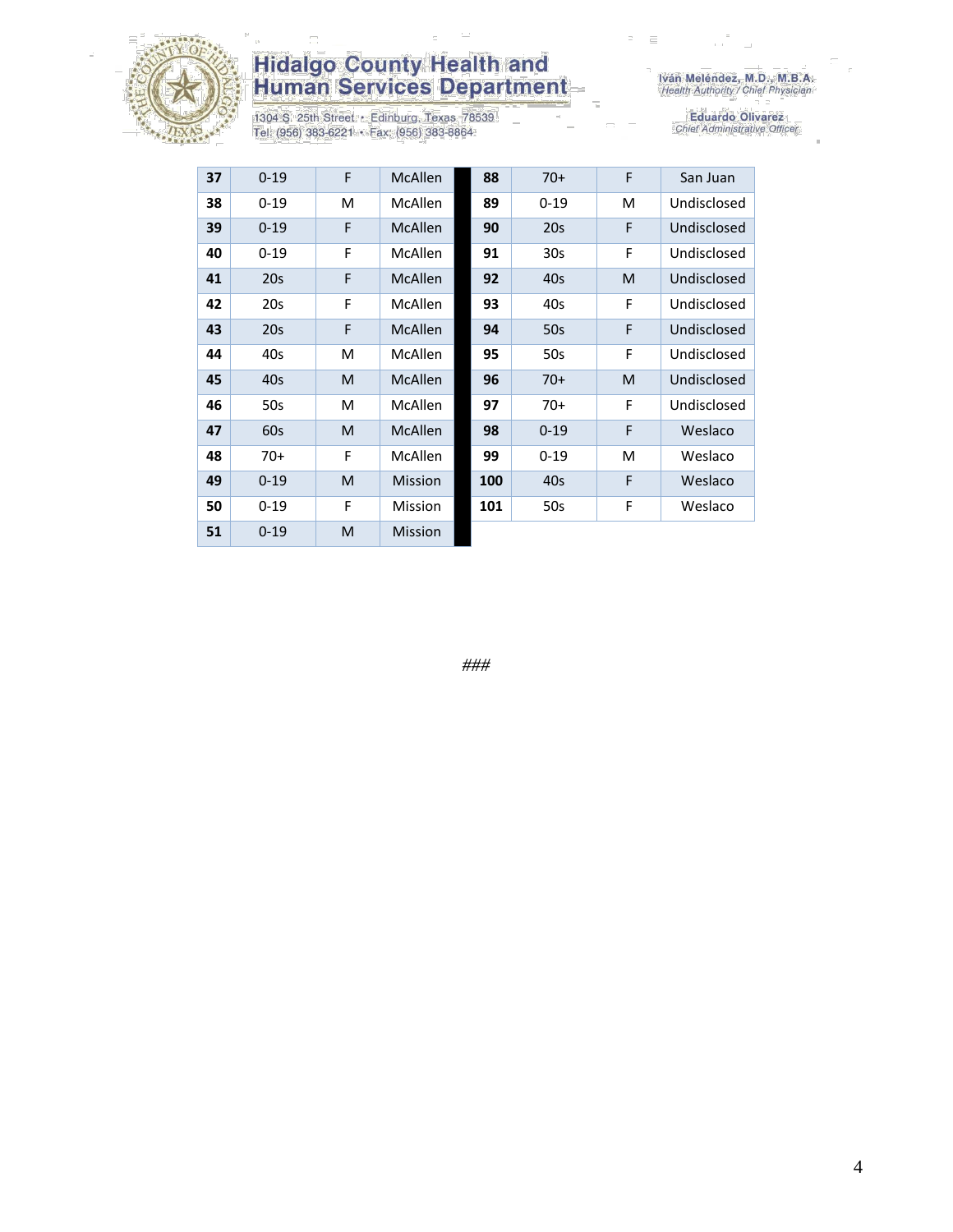| | | | | | | | |
|---|---|---|---|---|---|---|---|
| **37** | 0-19 | F | McAllen | **88** | 70+ | F | San Juan |
| **38** | 0-19 | M | McAllen | **89** | 0-19 | M | Undisclosed |
| **39** | 0-19 | F | McAllen | **90** | 20s | F | Undisclosed |
| **40** | 0-19 | F | McAllen | **91** | 30s | F | Undisclosed |
| **41** | 20s | F | McAllen | **92** | 40s | M | Undisclosed |
| **42** | 20s | F | McAllen | **93** | 40s | F | Undisclosed |
| **43** | 20s | F | McAllen | **94** | 50s | F | Undisclosed |
| **44** | 40s | M | McAllen | **95** | 50s | F | Undisclosed |
| **45** | 40s | M | McAllen | **96** | 70+ | M | Undisclosed |
| **46** | 50s | M | McAllen | **97** | 70+ | F | Undisclosed |
| **47** | 60s | M | McAllen | **98** | 0-19 | F | Weslaco |
| **48** | 70+ | F | McAllen | **99** | 0-19 | M | Weslaco |
| **49** | 0-19 | M | Mission | **100** | 40s | F | Weslaco |
| **50** | 0-19 | F | Mission | **101** | 50s | F | Weslaco |
| **51** | 0-19 | M | Mission | | | | |

###